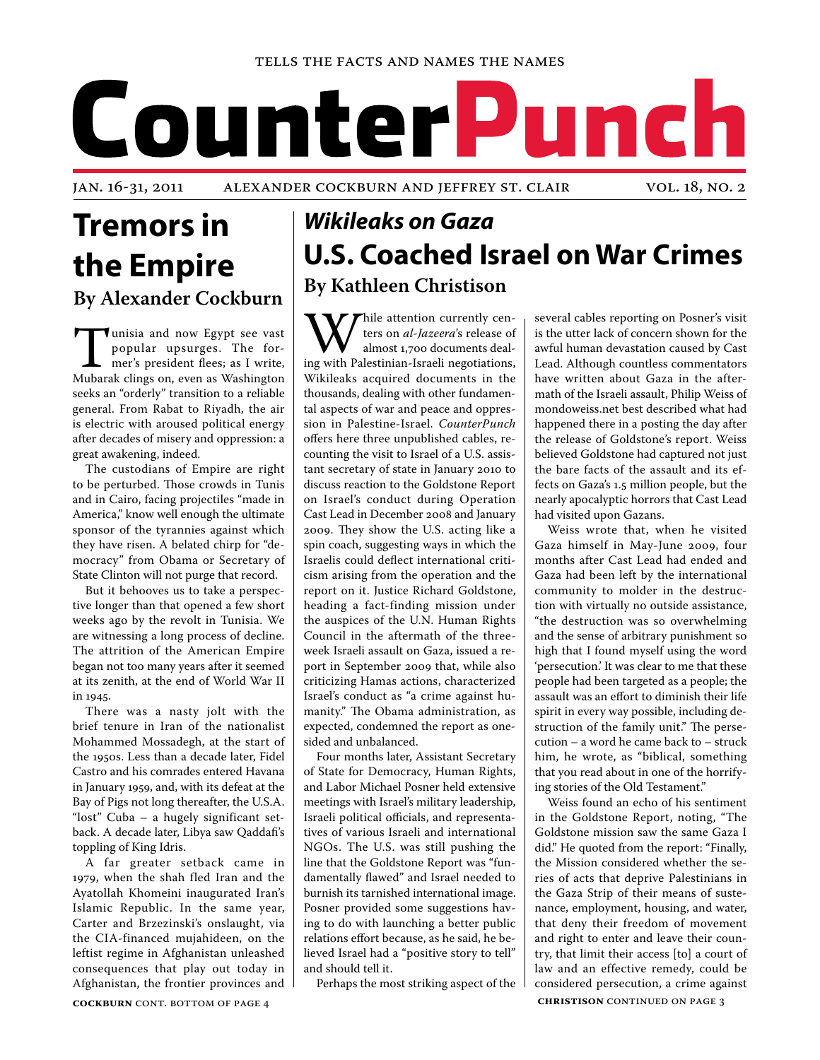TELLS THE FACTS AND NAMES THE NAMES

# CounterPunch

JAN. 16-31, 2011 ALEXANDER COCKBURN AND JEFFREY ST. CLAIR VOL. 18, NO. 2

## Tremors in the Empire

### By Alexander Cockburn

Tunisia and now Egypt see vast popular upsurges. The former's president flees; as I write, Mubarak clings on, even as Washington seeks an "orderly" transition to a reliable general. From Rabat to Riyadh, the air is electric with aroused political energy after decades of misery and oppression: a great awakening, indeed.

The custodians of Empire are right to be perturbed. Those crowds in Tunis and in Cairo, facing projectiles "made in America," know well enough the ultimate sponsor of the tyrannies against which they have risen. A belated chirp for "democracy" from Obama or Secretary of State Clinton will not purge that record.

But it behooves us to take a perspective longer than that opened a few short weeks ago by the revolt in Tunisia. We are witnessing a long process of decline. The attrition of the American Empire began not too many years after it seemed at its zenith, at the end of World War II in 1945.

There was a nasty jolt with the brief tenure in Iran of the nationalist Mohammed Mossadegh, at the start of the 1950s. Less than a decade later, Fidel Castro and his comrades entered Havana in January 1959, and, with its defeat at the Bay of Pigs not long thereafter, the U.S.A. "lost" Cuba – a hugely significant setback. A decade later, Libya saw Qaddafi's toppling of King Idris.

A far greater setback came in 1979, when the shah fled Iran and the Ayatollah Khomeini inaugurated Iran's Islamic Republic. In the same year, Carter and Brzezinski's onslaught, via the CIA-financed mujahideen, on the leftist regime in Afghanistan unleashed consequences that play out today in Afghanistan, the frontier provinces and

**COCKBURN** CONT. BOTTOM OF PAGE 4

## *Wikileaks on Gaza*
## U.S. Coached Israel on War Crimes

### By Kathleen Christison

While attention currently centers on *al-Jazeera*'s release of almost 1,700 documents dealing with Palestinian-Israeli negotiations, Wikileaks acquired documents in the thousands, dealing with other fundamental aspects of war and peace and oppression in Palestine-Israel. *CounterPunch* offers here three unpublished cables, recounting the visit to Israel of a U.S. assistant secretary of state in January 2010 to discuss reaction to the Goldstone Report on Israel's conduct during Operation Cast Lead in December 2008 and January 2009. They show the U.S. acting like a spin coach, suggesting ways in which the Israelis could deflect international criticism arising from the operation and the report on it. Justice Richard Goldstone, heading a fact-finding mission under the auspices of the U.N. Human Rights Council in the aftermath of the three-week Israeli assault on Gaza, issued a report in September 2009 that, while also criticizing Hamas actions, characterized Israel's conduct as "a crime against humanity." The Obama administration, as expected, condemned the report as one-sided and unbalanced.

Four months later, Assistant Secretary of State for Democracy, Human Rights, and Labor Michael Posner held extensive meetings with Israel's military leadership, Israeli political officials, and representatives of various Israeli and international NGOs. The U.S. was still pushing the line that the Goldstone Report was "fundamentally flawed" and Israel needed to burnish its tarnished international image. Posner provided some suggestions having to do with launching a better public relations effort because, as he said, he believed Israel had a "positive story to tell" and should tell it.

Perhaps the most striking aspect of the several cables reporting on Posner's visit is the utter lack of concern shown for the awful human devastation caused by Cast Lead. Although countless commentators have written about Gaza in the aftermath of the Israeli assault, Philip Weiss of mondoweiss.net best described what had happened there in a posting the day after the release of Goldstone's report. Weiss believed Goldstone had captured not just the bare facts of the assault and its effects on Gaza's 1.5 million people, but the nearly apocalyptic horrors that Cast Lead had visited upon Gazans.

Weiss wrote that, when he visited Gaza himself in May-June 2009, four months after Cast Lead had ended and Gaza had been left by the international community to molder in the destruction with virtually no outside assistance, "the destruction was so overwhelming and the sense of arbitrary punishment so high that I found myself using the word 'persecution.' It was clear to me that these people had been targeted as a people; the assault was an effort to diminish their life spirit in every way possible, including destruction of the family unit." The persecution – a word he came back to – struck him, he wrote, as "biblical, something that you read about in one of the horrifying stories of the Old Testament."

Weiss found an echo of his sentiment in the Goldstone Report, noting, "The Goldstone mission saw the same Gaza I did." He quoted from the report: "Finally, the Mission considered whether the series of acts that deprive Palestinians in the Gaza Strip of their means of sustenance, employment, housing, and water, that deny their freedom of movement and right to enter and leave their country, that limit their access [to] a court of law and an effective remedy, could be considered persecution, a crime against

**CHRISTISON** CONTINUED ON PAGE 3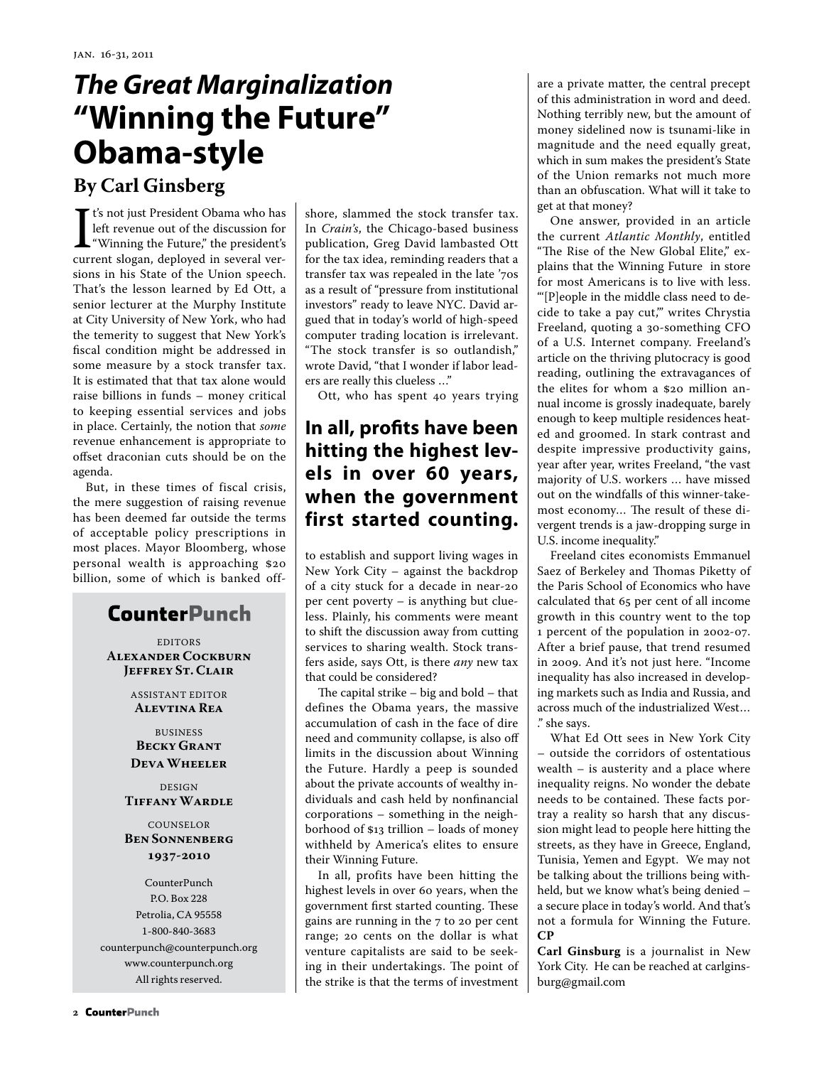# *The Great Marginalization* "Winning the Future" Obama-style

## By Carl Ginsberg

It's not just President Obama who has left revenue out of the discussion for "Winning the Future," the president's current slogan, deployed in several versions in his State of the Union speech. That's the lesson learned by Ed Ott, a senior lecturer at the Murphy Institute at City University of New York, who had the temerity to suggest that New York's fiscal condition might be addressed in some measure by a stock transfer tax. It is estimated that that tax alone would raise billions in funds – money critical to keeping essential services and jobs in place. Certainly, the notion that *some* revenue enhancement is appropriate to offset draconian cuts should be on the agenda.

But, in these times of fiscal crisis, the mere suggestion of raising revenue has been deemed far outside the terms of acceptable policy prescriptions in most places. Mayor Bloomberg, whose personal wealth is approaching $20 billion, some of which is banked offshore, slammed the stock transfer tax. In *Crain's*, the Chicago-based business publication, Greg David lambasted Ott for the tax idea, reminding readers that a transfer tax was repealed in the late '70s as a result of "pressure from institutional investors" ready to leave NYC. David argued that in today's world of high-speed computer trading location is irrelevant. "The stock transfer is so outlandish," wrote David, "that I wonder if labor leaders are really this clueless …"

Ott, who has spent 40 years trying to establish and support living wages in New York City – against the backdrop of a city stuck for a decade in near-20 per cent poverty – is anything but clueless. Plainly, his comments were meant to shift the discussion away from cutting services to sharing wealth. Stock transfers aside, says Ott, is there *any* new tax that could be considered?

**In all, profits have been hitting the highest levels in over 60 years, when the government first started counting.**

The capital strike – big and bold – that defines the Obama years, the massive accumulation of cash in the face of dire need and community collapse, is also off limits in the discussion about Winning the Future. Hardly a peep is sounded about the private accounts of wealthy individuals and cash held by nonfinancial corporations – something in the neighborhood of $13 trillion – loads of money withheld by America's elites to ensure their Winning Future.

In all, profits have been hitting the highest levels in over 60 years, when the government first started counting. These gains are running in the 7 to 20 per cent range; 20 cents on the dollar is what venture capitalists are said to be seeking in their undertakings. The point of the strike is that the terms of investment are a private matter, the central precept of this administration in word and deed. Nothing terribly new, but the amount of money sidelined now is tsunami-like in magnitude and the need equally great, which in sum makes the president's State of the Union remarks not much more than an obfuscation. What will it take to get at that money?

One answer, provided in an article the current *Atlantic Monthly*, entitled "The Rise of the New Global Elite," explains that the Winning Future in store for most Americans is to live with less. "'[P]eople in the middle class need to decide to take a pay cut,'" writes Chrystia Freeland, quoting a 30-something CFO of a U.S. Internet company. Freeland's article on the thriving plutocracy is good reading, outlining the extravagances of the elites for whom a $20 million annual income is grossly inadequate, barely enough to keep multiple residences heated and groomed. In stark contrast and despite impressive productivity gains, year after year, writes Freeland, "the vast majority of U.S. workers … have missed out on the windfalls of this winner-take-most economy… The result of these divergent trends is a jaw-dropping surge in U.S. income inequality."

Freeland cites economists Emmanuel Saez of Berkeley and Thomas Piketty of the Paris School of Economics who have calculated that 65 per cent of all income growth in this country went to the top 1 percent of the population in 2002-07. After a brief pause, that trend resumed in 2009. And it's not just here. "Income inequality has also increased in developing markets such as India and Russia, and across much of the industrialized West… ." she says.

What Ed Ott sees in New York City – outside the corridors of ostentatious wealth – is austerity and a place where inequality reigns. No wonder the debate needs to be contained. These facts portray a reality so harsh that any discussion might lead to people here hitting the streets, as they have in Greece, England, Tunisia, Yemen and Egypt. We may not be talking about the trillions being withheld, but we know what's being denied – a secure place in today's world. And that's not a formula for Winning the Future. **CP**

**Carl Ginsburg** is a journalist in New York City. He can be reached at carlginsburg@gmail.com

---

**CounterPunch**

EDITORS
**Alexander Cockburn**
**Jeffrey St. Clair**

ASSISTANT EDITOR
**Alevtina Rea**

BUSINESS
**Becky Grant**
**Deva Wheeler**

DESIGN
**Tiffany Wardle**

COUNSELOR
**Ben Sonnenberg**
**1937-2010**

CounterPunch
P.O. Box 228
Petrolia, CA 95558
1-800-840-3683
counterpunch@counterpunch.org
www.counterpunch.org
All rights reserved.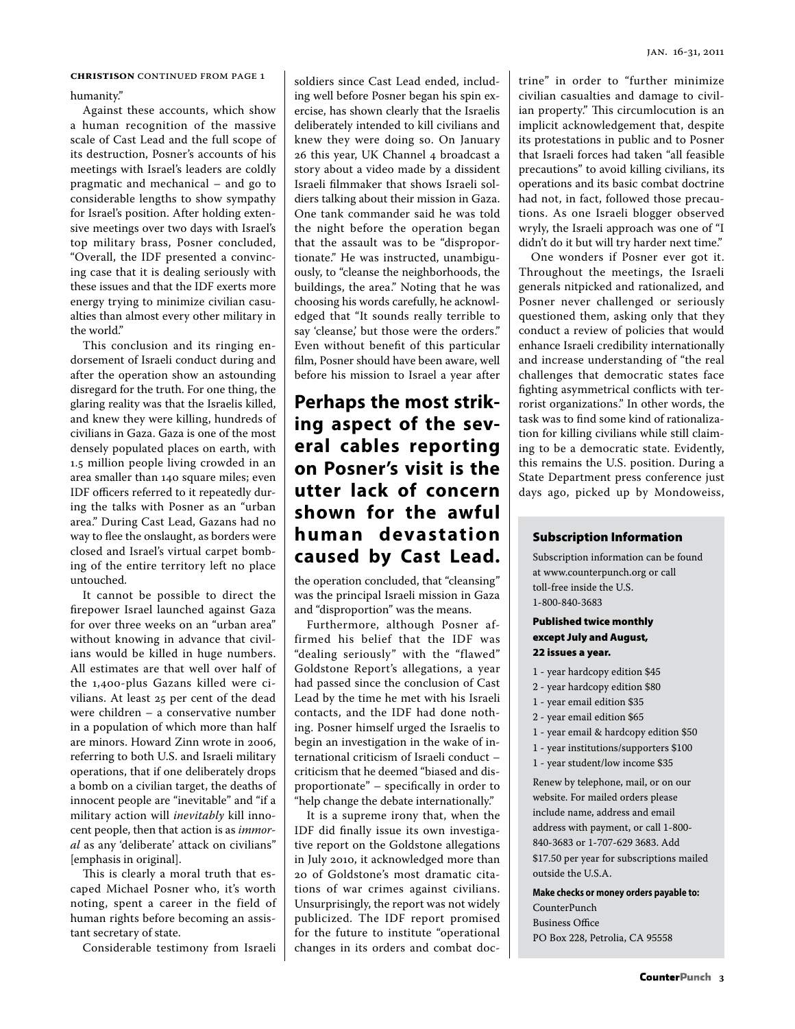**CHRISTISON** CONTINUED FROM PAGE 1

humanity."

Against these accounts, which show a human recognition of the massive scale of Cast Lead and the full scope of its destruction, Posner's accounts of his meetings with Israel's leaders are coldly pragmatic and mechanical – and go to considerable lengths to show sympathy for Israel's position. After holding extensive meetings over two days with Israel's top military brass, Posner concluded, "Overall, the IDF presented a convincing case that it is dealing seriously with these issues and that the IDF exerts more energy trying to minimize civilian casualties than almost every other military in the world."

This conclusion and its ringing endorsement of Israeli conduct during and after the operation show an astounding disregard for the truth. For one thing, the glaring reality was that the Israelis killed, and knew they were killing, hundreds of civilians in Gaza. Gaza is one of the most densely populated places on earth, with 1.5 million people living crowded in an area smaller than 140 square miles; even IDF officers referred to it repeatedly during the talks with Posner as an "urban area." During Cast Lead, Gazans had no way to flee the onslaught, as borders were closed and Israel's virtual carpet bombing of the entire territory left no place untouched.

It cannot be possible to direct the firepower Israel launched against Gaza for over three weeks on an "urban area" without knowing in advance that civilians would be killed in huge numbers. All estimates are that well over half of the 1,400-plus Gazans killed were civilians. At least 25 per cent of the dead were children – a conservative number in a population of which more than half are minors. Howard Zinn wrote in 2006, referring to both U.S. and Israeli military operations, that if one deliberately drops a bomb on a civilian target, the deaths of innocent people are "inevitable" and "if a military action will *inevitably* kill innocent people, then that action is as *immoral* as any 'deliberate' attack on civilians" [emphasis in original].

This is clearly a moral truth that escaped Michael Posner who, it's worth noting, spent a career in the field of human rights before becoming an assistant secretary of state.

Considerable testimony from Israeli soldiers since Cast Lead ended, including well before Posner began his spin exercise, has shown clearly that the Israelis deliberately intended to kill civilians and knew they were doing so. On January 26 this year, UK Channel 4 broadcast a story about a video made by a dissident Israeli filmmaker that shows Israeli soldiers talking about their mission in Gaza. One tank commander said he was told the night before the operation began that the assault was to be "disproportionate." He was instructed, unambiguously, to "cleanse the neighborhoods, the buildings, the area." Noting that he was choosing his words carefully, he acknowledged that "It sounds really terrible to say 'cleanse,' but those were the orders." Even without benefit of this particular film, Posner should have been aware, well before his mission to Israel a year after the operation concluded, that "cleansing" was the principal Israeli mission in Gaza and "disproportion" was the means.

**Perhaps the most striking aspect of the several cables reporting on Posner's visit is the utter lack of concern shown for the awful human devastation caused by Cast Lead.**

Furthermore, although Posner affirmed his belief that the IDF was "dealing seriously" with the "flawed" Goldstone Report's allegations, a year had passed since the conclusion of Cast Lead by the time he met with his Israeli contacts, and the IDF had done nothing. Posner himself urged the Israelis to begin an investigation in the wake of international criticism of Israeli conduct – criticism that he deemed "biased and disproportionate" – specifically in order to "help change the debate internationally."

It is a supreme irony that, when the IDF did finally issue its own investigative report on the Goldstone allegations in July 2010, it acknowledged more than 20 of Goldstone's most dramatic citations of war crimes against civilians. Unsurprisingly, the report was not widely publicized. The IDF report promised for the future to institute "operational changes in its orders and combat doctrine" in order to "further minimize civilian casualties and damage to civilian property." This circumlocution is an implicit acknowledgement that, despite its protestations in public and to Posner that Israeli forces had taken "all feasible precautions" to avoid killing civilians, its operations and its basic combat doctrine had not, in fact, followed those precautions. As one Israeli blogger observed wryly, the Israeli approach was one of "I didn't do it but will try harder next time."

One wonders if Posner ever got it. Throughout the meetings, the Israeli generals nitpicked and rationalized, and Posner never challenged or seriously questioned them, asking only that they conduct a review of policies that would enhance Israeli credibility internationally and increase understanding of "the real challenges that democratic states face fighting asymmetrical conflicts with terrorist organizations." In other words, the task was to find some kind of rationalization for killing civilians while still claiming to be a democratic state. Evidently, this remains the U.S. position. During a State Department press conference just days ago, picked up by Mondoweiss,

### Subscription Information

Subscription information can be found at www.counterpunch.org or call toll-free inside the U.S. 1-800-840-3683

**Published twice monthly except July and August, 22 issues a year.**

- 1 - year hardcopy edition $45
- 2 - year hardcopy edition $80
- 1 - year email edition $35
- 2 - year email edition $65
- 1 - year email & hardcopy edition $50
- 1 - year institutions/supporters $100
- 1 - year student/low income $35

Renew by telephone, mail, or on our website. For mailed orders please include name, address and email address with payment, or call 1-800-840-3683 or 1-707-629 3683. Add $17.50 per year for subscriptions mailed outside the U.S.A.

**Make checks or money orders payable to:**
CounterPunch
Business Office
PO Box 228, Petrolia, CA 95558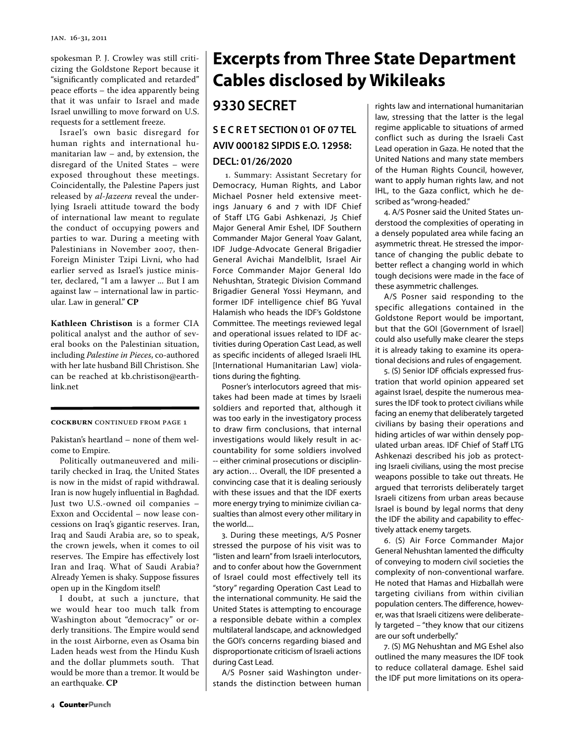spokesman P. J. Crowley was still criticizing the Goldstone Report because it "significantly complicated and retarded" peace efforts – the idea apparently being that it was unfair to Israel and made Israel unwilling to move forward on U.S. requests for a settlement freeze.

Israel's own basic disregard for human rights and international humanitarian law – and, by extension, the disregard of the United States – were exposed throughout these meetings. Coincidentally, the Palestine Papers just released by *al-Jazeera* reveal the underlying Israeli attitude toward the body of international law meant to regulate the conduct of occupying powers and parties to war. During a meeting with Palestinians in November 2007, then-Foreign Minister Tzipi Livni, who had earlier served as Israel's justice minister, declared, "I am a lawyer ... But I am against law – international law in particular. Law in general." **CP**

**Kathleen Christison** is a former CIA political analyst and the author of several books on the Palestinian situation, including *Palestine in Pieces*, co-authored with her late husband Bill Christison. She can be reached at kb.christison@earthlink.net

**COCKBURN** CONTINUED FROM PAGE 1

Pakistan's heartland – none of them welcome to Empire.

Politically outmaneuvered and militarily checked in Iraq, the United States is now in the midst of rapid withdrawal. Iran is now hugely influential in Baghdad. Just two U.S.-owned oil companies – Exxon and Occidental – now lease concessions on Iraq's gigantic reserves. Iran, Iraq and Saudi Arabia are, so to speak, the crown jewels, when it comes to oil reserves. The Empire has effectively lost Iran and Iraq. What of Saudi Arabia? Already Yemen is shaky. Suppose fissures open up in the Kingdom itself!

I doubt, at such a juncture, that we would hear too much talk from Washington about "democracy" or orderly transitions. The Empire would send in the 101st Airborne, even as Osama bin Laden heads west from the Hindu Kush and the dollar plummets south. That would be more than a tremor. It would be an earthquake. **CP**

# Excerpts from Three State Department Cables disclosed by Wikileaks

## 9330 SECRET

### S E C R E T SECTION 01 OF 07 TEL AVIV 000182 SIPDIS E.O. 12958: DECL: 01/26/2020

1. Summary: Assistant Secretary for Democracy, Human Rights, and Labor Michael Posner held extensive meetings January 6 and 7 with IDF Chief of Staff LTG Gabi Ashkenazi, J5 Chief Major General Amir Eshel, IDF Southern Commander Major General Yoav Galant, IDF Judge-Advocate General Brigadier General Avichai Mandelblit, Israel Air Force Commander Major General Ido Nehushtan, Strategic Division Command Brigadier General Yossi Heymann, and former IDF intelligence chief BG Yuval Halamish who heads the IDF's Goldstone Committee. The meetings reviewed legal and operational issues related to IDF activities during Operation Cast Lead, as well as specific incidents of alleged Israeli IHL [International Humanitarian Law] violations during the fighting.

Posner's interlocutors agreed that mistakes had been made at times by Israeli soldiers and reported that, although it was too early in the investigatory process to draw firm conclusions, that internal investigations would likely result in accountability for some soldiers involved -- either criminal prosecutions or disciplinary action… Overall, the IDF presented a convincing case that it is dealing seriously with these issues and that the IDF exerts more energy trying to minimize civilian casualties than almost every other military in the world....

3. During these meetings, A/S Posner stressed the purpose of his visit was to "listen and learn" from Israeli interlocutors, and to confer about how the Government of Israel could most effectively tell its "story" regarding Operation Cast Lead to the international community. He said the United States is attempting to encourage a responsible debate within a complex multilateral landscape, and acknowledged the GOI's concerns regarding biased and disproportionate criticism of Israeli actions during Cast Lead.

A/S Posner said Washington understands the distinction between human rights law and international humanitarian law, stressing that the latter is the legal regime applicable to situations of armed conflict such as during the Israeli Cast Lead operation in Gaza. He noted that the United Nations and many state members of the Human Rights Council, however, want to apply human rights law, and not IHL, to the Gaza conflict, which he described as "wrong-headed."

4. A/S Posner said the United States understood the complexities of operating in a densely populated area while facing an asymmetric threat. He stressed the importance of changing the public debate to better reflect a changing world in which tough decisions were made in the face of these asymmetric challenges.

A/S Posner said responding to the specific allegations contained in the Goldstone Report would be important, but that the GOI [Government of Israel] could also usefully make clearer the steps it is already taking to examine its operational decisions and rules of engagement.

5. (S) Senior IDF officials expressed frustration that world opinion appeared set against Israel, despite the numerous measures the IDF took to protect civilians while facing an enemy that deliberately targeted civilians by basing their operations and hiding articles of war within densely populated urban areas. IDF Chief of Staff LTG Ashkenazi described his job as protecting Israeli civilians, using the most precise weapons possible to take out threats. He argued that terrorists deliberately target Israeli citizens from urban areas because Israel is bound by legal norms that deny the IDF the ability and capability to effectively attack enemy targets.

6. (S) Air Force Commander Major General Nehushtan lamented the difficulty of conveying to modern civil societies the complexity of non-conventional warfare. He noted that Hamas and Hizballah were targeting civilians from within civilian population centers. The difference, however, was that Israeli citizens were deliberately targeted – "they know that our citizens are our soft underbelly."

7. (S) MG Nehushtan and MG Eshel also outlined the many measures the IDF took to reduce collateral damage. Eshel said the IDF put more limitations on its opera-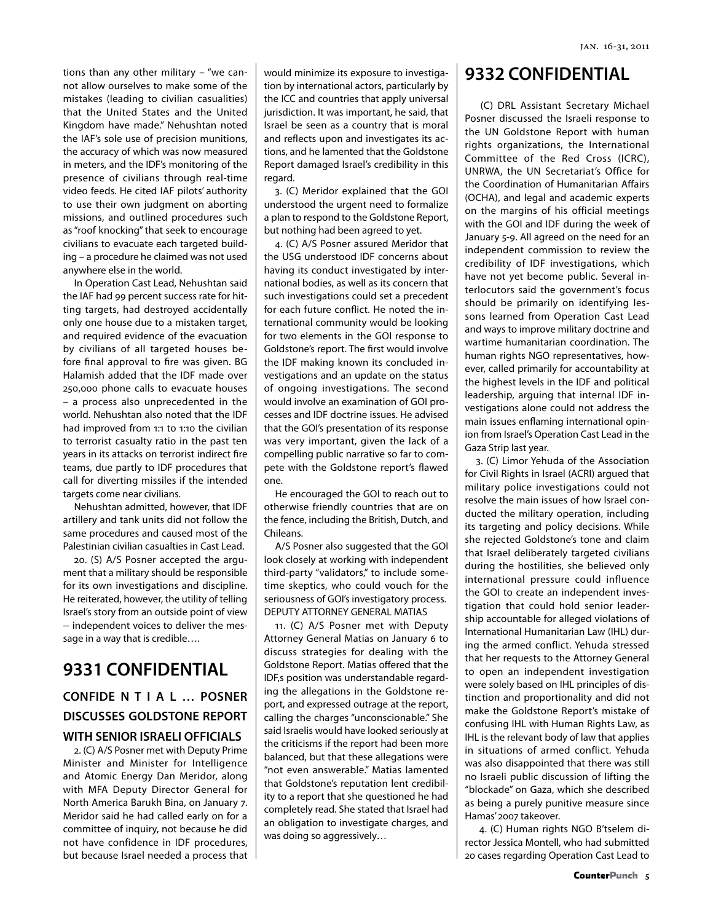tions than any other military – "we cannot allow ourselves to make some of the mistakes (leading to civilian casualities) that the United States and the United Kingdom have made." Nehushtan noted the IAF's sole use of precision munitions, the accuracy of which was now measured in meters, and the IDF's monitoring of the presence of civilians through real-time video feeds. He cited IAF pilots' authority to use their own judgment on aborting missions, and outlined procedures such as "roof knocking" that seek to encourage civilians to evacuate each targeted building – a procedure he claimed was not used anywhere else in the world.

In Operation Cast Lead, Nehushtan said the IAF had 99 percent success rate for hitting targets, had destroyed accidentally only one house due to a mistaken target, and required evidence of the evacuation by civilians of all targeted houses before final approval to fire was given. BG Halamish added that the IDF made over 250,000 phone calls to evacuate houses – a process also unprecedented in the world. Nehushtan also noted that the IDF had improved from 1:1 to 1:10 the civilian to terrorist casualty ratio in the past ten years in its attacks on terrorist indirect fire teams, due partly to IDF procedures that call for diverting missiles if the intended targets come near civilians.

Nehushtan admitted, however, that IDF artillery and tank units did not follow the same procedures and caused most of the Palestinian civilian casualties in Cast Lead.

20. (S) A/S Posner accepted the argument that a military should be responsible for its own investigations and discipline. He reiterated, however, the utility of telling Israel's story from an outside point of view -- independent voices to deliver the message in a way that is credible….

## 9331 CONFIDENTIAL

### CONFIDE N T I A L … POSNER DISCUSSES GOLDSTONE REPORT WITH SENIOR ISRAELI OFFICIALS

2. (C) A/S Posner met with Deputy Prime Minister and Minister for Intelligence and Atomic Energy Dan Meridor, along with MFA Deputy Director General for North America Barukh Bina, on January 7. Meridor said he had called early on for a committee of inquiry, not because he did not have confidence in IDF procedures, but because Israel needed a process that would minimize its exposure to investigation by international actors, particularly by the ICC and countries that apply universal jurisdiction. It was important, he said, that Israel be seen as a country that is moral and reflects upon and investigates its actions, and he lamented that the Goldstone Report damaged Israel's credibility in this regard.

3. (C) Meridor explained that the GOI understood the urgent need to formalize a plan to respond to the Goldstone Report, but nothing had been agreed to yet.

4. (C) A/S Posner assured Meridor that the USG understood IDF concerns about having its conduct investigated by international bodies, as well as its concern that such investigations could set a precedent for each future conflict. He noted the international community would be looking for two elements in the GOI response to Goldstone's report. The first would involve the IDF making known its concluded investigations and an update on the status of ongoing investigations. The second would involve an examination of GOI processes and IDF doctrine issues. He advised that the GOI's presentation of its response was very important, given the lack of a compelling public narrative so far to compete with the Goldstone report's flawed one.

He encouraged the GOI to reach out to otherwise friendly countries that are on the fence, including the British, Dutch, and Chileans.

A/S Posner also suggested that the GOI look closely at working with independent third-party "validators," to include sometime skeptics, who could vouch for the seriousness of GOI's investigatory process.

DEPUTY ATTORNEY GENERAL MATIAS

11. (C) A/S Posner met with Deputy Attorney General Matias on January 6 to discuss strategies for dealing with the Goldstone Report. Matias offered that the IDF,s position was understandable regarding the allegations in the Goldstone report, and expressed outrage at the report, calling the charges "unconscionable." She said Israelis would have looked seriously at the criticisms if the report had been more balanced, but that these allegations were "not even answerable." Matias lamented that Goldstone's reputation lent credibility to a report that she questioned he had completely read. She stated that Israel had an obligation to investigate charges, and was doing so aggressively…

## 9332 CONFIDENTIAL

(C) DRL Assistant Secretary Michael Posner discussed the Israeli response to the UN Goldstone Report with human rights organizations, the International Committee of the Red Cross (ICRC), UNRWA, the UN Secretariat's Office for the Coordination of Humanitarian Affairs (OCHA), and legal and academic experts on the margins of his official meetings with the GOI and IDF during the week of January 5-9. All agreed on the need for an independent commission to review the credibility of IDF investigations, which have not yet become public. Several interlocutors said the government's focus should be primarily on identifying lessons learned from Operation Cast Lead and ways to improve military doctrine and wartime humanitarian coordination. The human rights NGO representatives, however, called primarily for accountability at the highest levels in the IDF and political leadership, arguing that internal IDF investigations alone could not address the main issues enflaming international opinion from Israel's Operation Cast Lead in the Gaza Strip last year.

3. (C) Limor Yehuda of the Association for Civil Rights in Israel (ACRI) argued that military police investigations could not resolve the main issues of how Israel conducted the military operation, including its targeting and policy decisions. While she rejected Goldstone's tone and claim that Israel deliberately targeted civilians during the hostilities, she believed only international pressure could influence the GOI to create an independent investigation that could hold senior leadership accountable for alleged violations of International Humanitarian Law (IHL) during the armed conflict. Yehuda stressed that her requests to the Attorney General to open an independent investigation were solely based on IHL principles of distinction and proportionality and did not make the Goldstone Report's mistake of confusing IHL with Human Rights Law, as IHL is the relevant body of law that applies in situations of armed conflict. Yehuda was also disappointed that there was still no Israeli public discussion of lifting the "blockade" on Gaza, which she described as being a purely punitive measure since Hamas' 2007 takeover.

4. (C) Human rights NGO B'tselem director Jessica Montell, who had submitted 20 cases regarding Operation Cast Lead to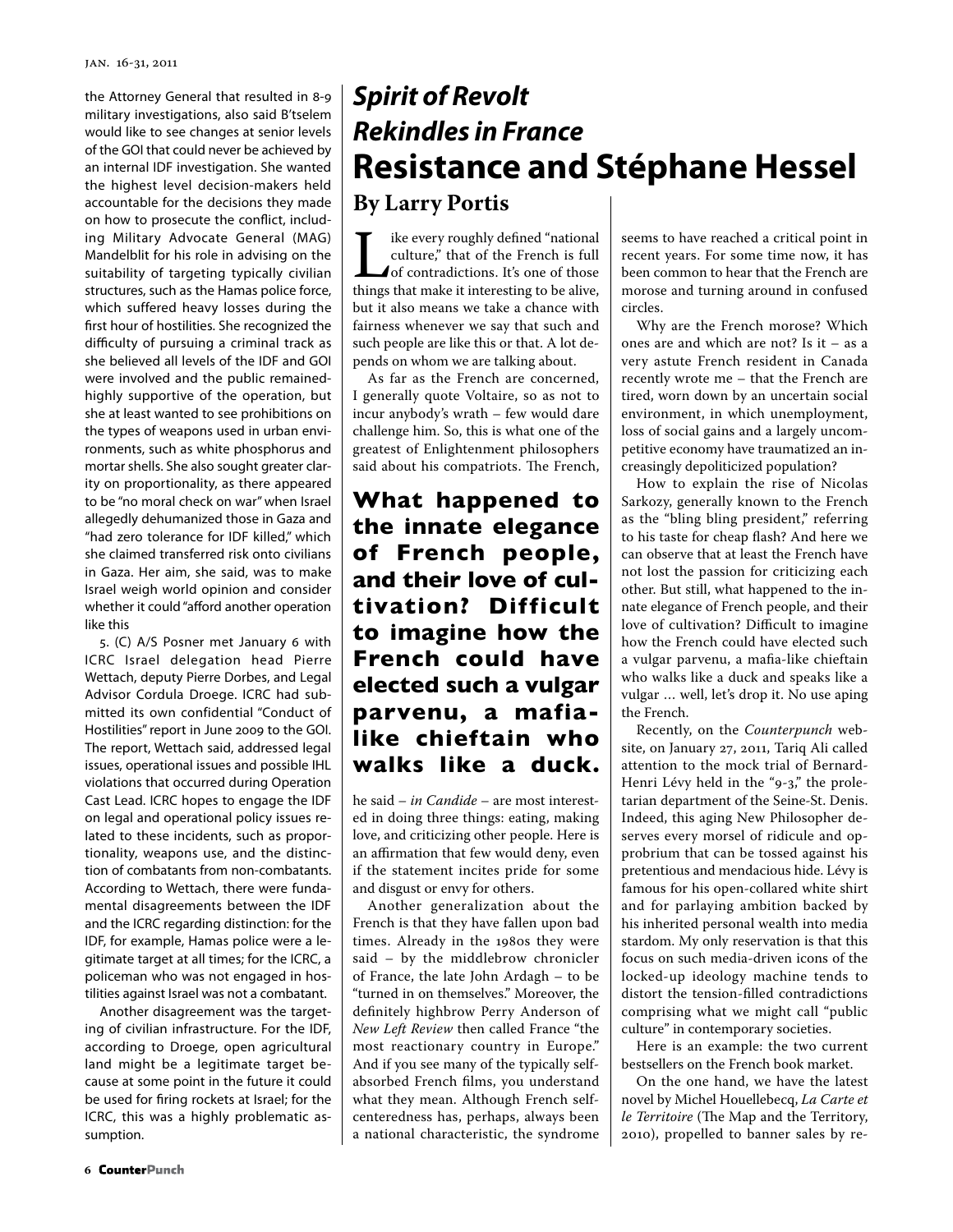the Attorney General that resulted in 8-9 military investigations, also said B'tselem would like to see changes at senior levels of the GOI that could never be achieved by an internal IDF investigation. She wanted the highest level decision-makers held accountable for the decisions they made on how to prosecute the conflict, including Military Advocate General (MAG) Mandelblit for his role in advising on the suitability of targeting typically civilian structures, such as the Hamas police force, which suffered heavy losses during the first hour of hostilities. She recognized the difficulty of pursuing a criminal track as she believed all levels of the IDF and GOI were involved and the public remained-highly supportive of the operation, but she at least wanted to see prohibitions on the types of weapons used in urban environments, such as white phosphorus and mortar shells. She also sought greater clarity on proportionality, as there appeared to be "no moral check on war" when Israel allegedly dehumanized those in Gaza and "had zero tolerance for IDF killed," which she claimed transferred risk onto civilians in Gaza. Her aim, she said, was to make Israel weigh world opinion and consider whether it could "afford another operation like this

5. (C) A/S Posner met January 6 with ICRC Israel delegation head Pierre Wettach, deputy Pierre Dorbes, and Legal Advisor Cordula Droege. ICRC had submitted its own confidential "Conduct of Hostilities" report in June 2009 to the GOI. The report, Wettach said, addressed legal issues, operational issues and possible IHL violations that occurred during Operation Cast Lead. ICRC hopes to engage the IDF on legal and operational policy issues related to these incidents, such as proportionality, weapons use, and the distinction of combatants from non-combatants. According to Wettach, there were fundamental disagreements between the IDF and the ICRC regarding distinction: for the IDF, for example, Hamas police were a legitimate target at all times; for the ICRC, a policeman who was not engaged in hostilities against Israel was not a combatant.

Another disagreement was the targeting of civilian infrastructure. For the IDF, according to Droege, open agricultural land might be a legitimate target because at some point in the future it could be used for firing rockets at Israel; for the ICRC, this was a highly problematic assumption.

## *Spirit of Revolt Rekindles in France*

# Resistance and Stéphane Hessel

### By Larry Portis

Like every roughly defined "national culture," that of the French is full of contradictions. It's one of those things that make it interesting to be alive, but it also means we take a chance with fairness whenever we say that such and such people are like this or that. A lot depends on whom we are talking about.

As far as the French are concerned, I generally quote Voltaire, so as not to incur anybody's wrath – few would dare challenge him. So, this is what one of the greatest of Enlightenment philosophers said about his compatriots. The French, he said – *in Candide* – are most interested in doing three things: eating, making love, and criticizing other people. Here is an affirmation that few would deny, even if the statement incites pride for some and disgust or envy for others.

**What happened to the innate elegance of French people, and their love of cultivation? Difficult to imagine how the French could have elected such a vulgar parvenu, a mafia-like chieftain who walks like a duck.**

Another generalization about the French is that they have fallen upon bad times. Already in the 1980s they were said – by the middlebrow chronicler of France, the late John Ardagh – to be "turned in on themselves." Moreover, the definitely highbrow Perry Anderson of *New Left Review* then called France "the most reactionary country in Europe." And if you see many of the typically self-absorbed French films, you understand what they mean. Although French self-centeredness has, perhaps, always been a national characteristic, the syndrome seems to have reached a critical point in recent years. For some time now, it has been common to hear that the French are morose and turning around in confused circles.

Why are the French morose? Which ones are and which are not? Is it – as a very astute French resident in Canada recently wrote me – that the French are tired, worn down by an uncertain social environment, in which unemployment, loss of social gains and a largely uncompetitive economy have traumatized an increasingly depoliticized population?

How to explain the rise of Nicolas Sarkozy, generally known to the French as the "bling bling president," referring to his taste for cheap flash? And here we can observe that at least the French have not lost the passion for criticizing each other. But still, what happened to the innate elegance of French people, and their love of cultivation? Difficult to imagine how the French could have elected such a vulgar parvenu, a mafia-like chieftain who walks like a duck and speaks like a vulgar … well, let's drop it. No use aping the French.

Recently, on the *Counterpunch* website, on January 27, 2011, Tariq Ali called attention to the mock trial of Bernard-Henri Lévy held in the "9-3," the proletarian department of the Seine-St. Denis. Indeed, this aging New Philosopher deserves every morsel of ridicule and opprobrium that can be tossed against his pretentious and mendacious hide. Lévy is famous for his open-collared white shirt and for parlaying ambition backed by his inherited personal wealth into media stardom. My only reservation is that this focus on such media-driven icons of the locked-up ideology machine tends to distort the tension-filled contradictions comprising what we might call "public culture" in contemporary societies.

Here is an example: the two current bestsellers on the French book market.

On the one hand, we have the latest novel by Michel Houellebecq, *La Carte et le Territoire* (The Map and the Territory, 2010), propelled to banner sales by re-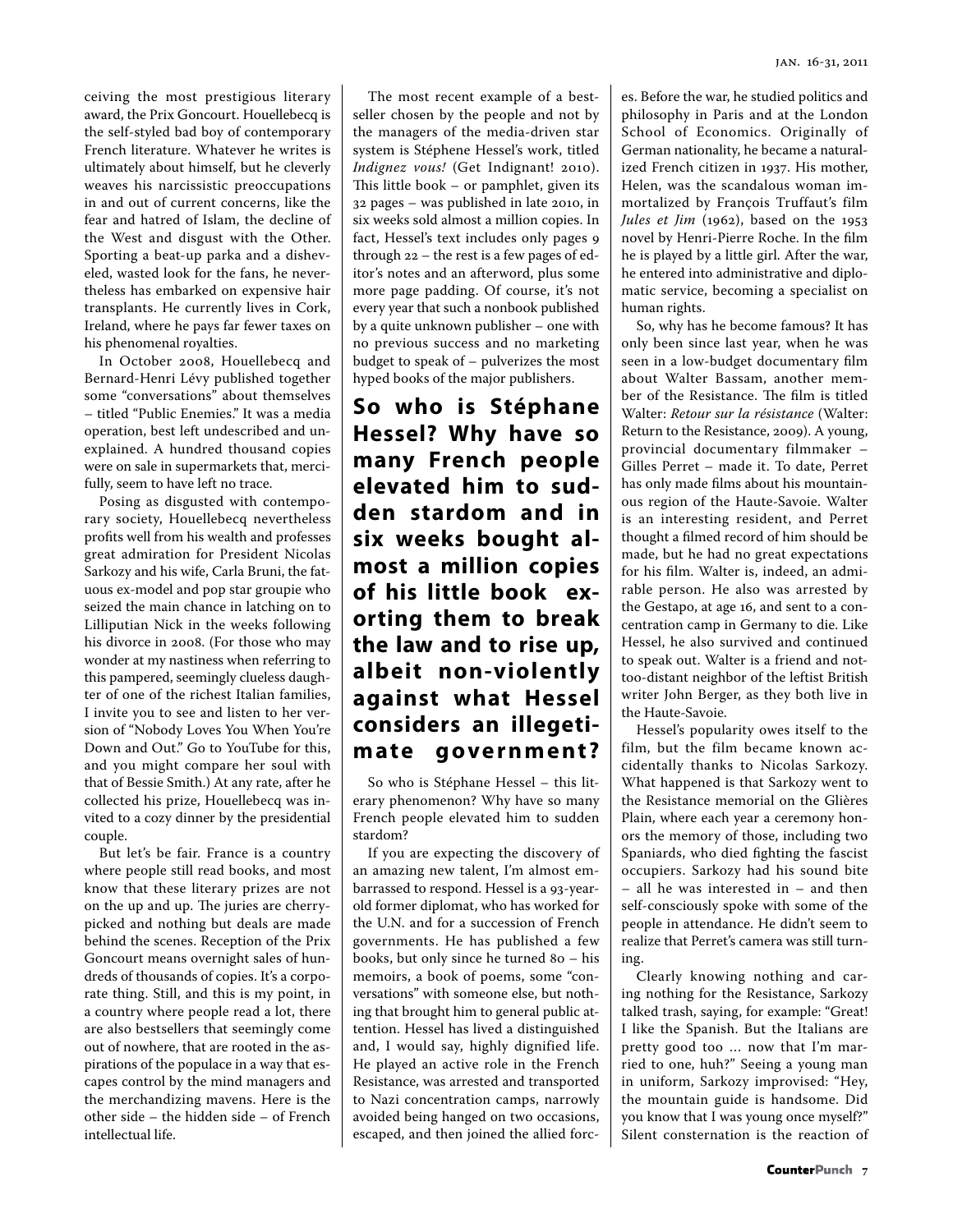ceiving the most prestigious literary award, the Prix Goncourt. Houellebecq is the self-styled bad boy of contemporary French literature. Whatever he writes is ultimately about himself, but he cleverly weaves his narcissistic preoccupations in and out of current concerns, like the fear and hatred of Islam, the decline of the West and disgust with the Other. Sporting a beat-up parka and a disheveled, wasted look for the fans, he nevertheless has embarked on expensive hair transplants. He currently lives in Cork, Ireland, where he pays far fewer taxes on his phenomenal royalties.

In October 2008, Houellebecq and Bernard-Henri Lévy published together some "conversations" about themselves – titled "Public Enemies." It was a media operation, best left undescribed and unexplained. A hundred thousand copies were on sale in supermarkets that, mercifully, seem to have left no trace.

Posing as disgusted with contemporary society, Houellebecq nevertheless profits well from his wealth and professes great admiration for President Nicolas Sarkozy and his wife, Carla Bruni, the fatuous ex-model and pop star groupie who seized the main chance in latching on to Lilliputian Nick in the weeks following his divorce in 2008. (For those who may wonder at my nastiness when referring to this pampered, seemingly clueless daughter of one of the richest Italian families, I invite you to see and listen to her version of "Nobody Loves You When You're Down and Out." Go to YouTube for this, and you might compare her soul with that of Bessie Smith.) At any rate, after he collected his prize, Houellebecq was invited to a cozy dinner by the presidential couple.

But let's be fair. France is a country where people still read books, and most know that these literary prizes are not on the up and up. The juries are cherry-picked and nothing but deals are made behind the scenes. Reception of the Prix Goncourt means overnight sales of hundreds of thousands of copies. It's a corporate thing. Still, and this is my point, in a country where people read a lot, there are also bestsellers that seemingly come out of nowhere, that are rooted in the aspirations of the populace in a way that escapes control by the mind managers and the merchandizing mavens. Here is the other side – the hidden side – of French intellectual life.

The most recent example of a bestseller chosen by the people and not by the managers of the media-driven star system is Stéphene Hessel's work, titled *Indignez vous!* (Get Indignant! 2010). This little book – or pamphlet, given its 32 pages – was published in late 2010, in six weeks sold almost a million copies. In fact, Hessel's text includes only pages 9 through 22 – the rest is a few pages of editor's notes and an afterword, plus some more page padding. Of course, it's not every year that such a nonbook published by a quite unknown publisher – one with no previous success and no marketing budget to speak of – pulverizes the most hyped books of the major publishers.

**So who is Stéphane Hessel? Why have so many French people elevated him to sudden stardom and in six weeks bought almost a million copies of his little book exorting them to break the law and to rise up, albeit non-violently against what Hessel considers an illegetimate government?**

So who is Stéphane Hessel – this literary phenomenon? Why have so many French people elevated him to sudden stardom?

If you are expecting the discovery of an amazing new talent, I'm almost embarrassed to respond. Hessel is a 93-year-old former diplomat, who has worked for the U.N. and for a succession of French governments. He has published a few books, but only since he turned 80 – his memoirs, a book of poems, some "conversations" with someone else, but nothing that brought him to general public attention. Hessel has lived a distinguished and, I would say, highly dignified life. He played an active role in the French Resistance, was arrested and transported to Nazi concentration camps, narrowly avoided being hanged on two occasions, escaped, and then joined the allied forces. Before the war, he studied politics and philosophy in Paris and at the London School of Economics. Originally of German nationality, he became a naturalized French citizen in 1937. His mother, Helen, was the scandalous woman immortalized by François Truffaut's film *Jules et Jim* (1962), based on the 1953 novel by Henri-Pierre Roche. In the film he is played by a little girl. After the war, he entered into administrative and diplomatic service, becoming a specialist on human rights.

So, why has he become famous? It has only been since last year, when he was seen in a low-budget documentary film about Walter Bassam, another member of the Resistance. The film is titled Walter: *Retour sur la résistance* (Walter: Return to the Resistance, 2009). A young, provincial documentary filmmaker – Gilles Perret – made it. To date, Perret has only made films about his mountainous region of the Haute-Savoie. Walter is an interesting resident, and Perret thought a filmed record of him should be made, but he had no great expectations for his film. Walter is, indeed, an admirable person. He also was arrested by the Gestapo, at age 16, and sent to a concentration camp in Germany to die. Like Hessel, he also survived and continued to speak out. Walter is a friend and not-too-distant neighbor of the leftist British writer John Berger, as they both live in the Haute-Savoie.

Hessel's popularity owes itself to the film, but the film became known accidentally thanks to Nicolas Sarkozy. What happened is that Sarkozy went to the Resistance memorial on the Glières Plain, where each year a ceremony honors the memory of those, including two Spaniards, who died fighting the fascist occupiers. Sarkozy had his sound bite – all he was interested in – and then self-consciously spoke with some of the people in attendance. He didn't seem to realize that Perret's camera was still turning.

Clearly knowing nothing and caring nothing for the Resistance, Sarkozy talked trash, saying, for example: "Great! I like the Spanish. But the Italians are pretty good too ... now that I'm married to one, huh?" Seeing a young man in uniform, Sarkozy improvised: "Hey, the mountain guide is handsome. Did you know that I was young once myself?" Silent consternation is the reaction of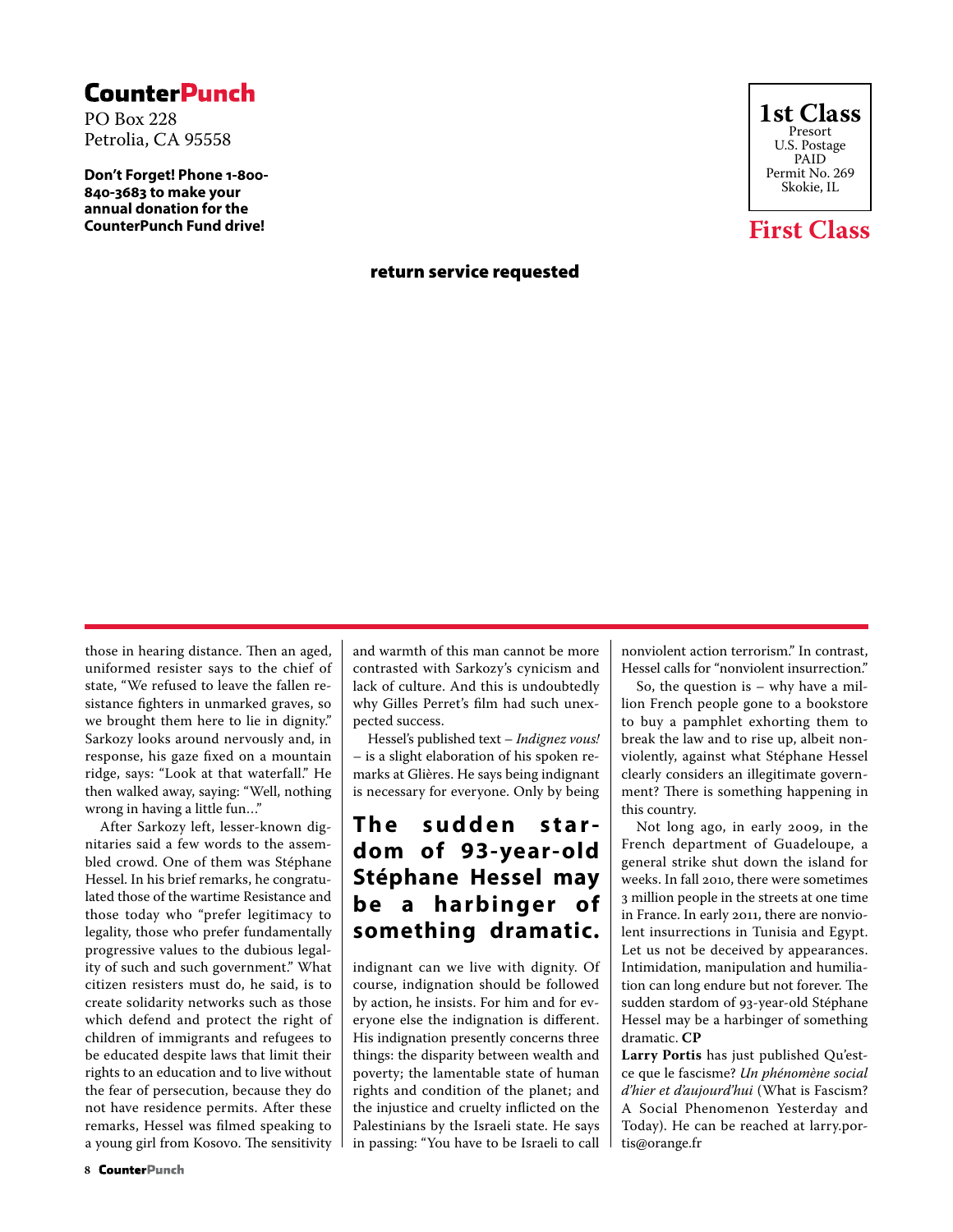# CounterPunch

PO Box 228
Petrolia, CA 95558

**Don't Forget! Phone 1-800-840-3683 to make your annual donation for the CounterPunch Fund drive!**

**1st Class**
Presort
U.S. Postage
PAID
Permit No. 269
Skokie, IL

**First Class**

**return service requested**

those in hearing distance. Then an aged, uniformed resister says to the chief of state, "We refused to leave the fallen resistance fighters in unmarked graves, so we brought them here to lie in dignity." Sarkozy looks around nervously and, in response, his gaze fixed on a mountain ridge, says: "Look at that waterfall." He then walked away, saying: "Well, nothing wrong in having a little fun…"

After Sarkozy left, lesser-known dignitaries said a few words to the assembled crowd. One of them was Stéphane Hessel. In his brief remarks, he congratulated those of the wartime Resistance and those today who "prefer legitimacy to legality, those who prefer fundamentally progressive values to the dubious legality of such and such government." What citizen resisters must do, he said, is to create solidarity networks such as those which defend and protect the right of children of immigrants and refugees to be educated despite laws that limit their rights to an education and to live without the fear of persecution, because they do not have residence permits. After these remarks, Hessel was filmed speaking to a young girl from Kosovo. The sensitivity and warmth of this man cannot be more contrasted with Sarkozy's cynicism and lack of culture. And this is undoubtedly why Gilles Perret's film had such unexpected success.

Hessel's published text – *Indignez vous!* – is a slight elaboration of his spoken remarks at Glières. He says being indignant is necessary for everyone. Only by being indignant can we live with dignity. Of course, indignation should be followed by action, he insists. For him and for everyone else the indignation is different. His indignation presently concerns three things: the disparity between wealth and poverty; the lamentable state of human rights and condition of the planet; and the injustice and cruelty inflicted on the Palestinians by the Israeli state. He says in passing: "You have to be Israeli to call nonviolent action terrorism." In contrast, Hessel calls for "nonviolent insurrection."

**The sudden stardom of 93-year-old Stéphane Hessel may be a harbinger of something dramatic.**

So, the question is – why have a million French people gone to a bookstore to buy a pamphlet exhorting them to break the law and to rise up, albeit nonviolently, against what Stéphane Hessel clearly considers an illegitimate government? There is something happening in this country.

Not long ago, in early 2009, in the French department of Guadeloupe, a general strike shut down the island for weeks. In fall 2010, there were sometimes 3 million people in the streets at one time in France. In early 2011, there are nonviolent insurrections in Tunisia and Egypt. Let us not be deceived by appearances. Intimidation, manipulation and humiliation can long endure but not forever. The sudden stardom of 93-year-old Stéphane Hessel may be a harbinger of something dramatic. **CP**

**Larry Portis** has just published Qu'est-ce que le fascisme? *Un phénomène social d'hier et d'aujourd'hui* (What is Fascism? A Social Phenomenon Yesterday and Today). He can be reached at larry.portis@orange.fr